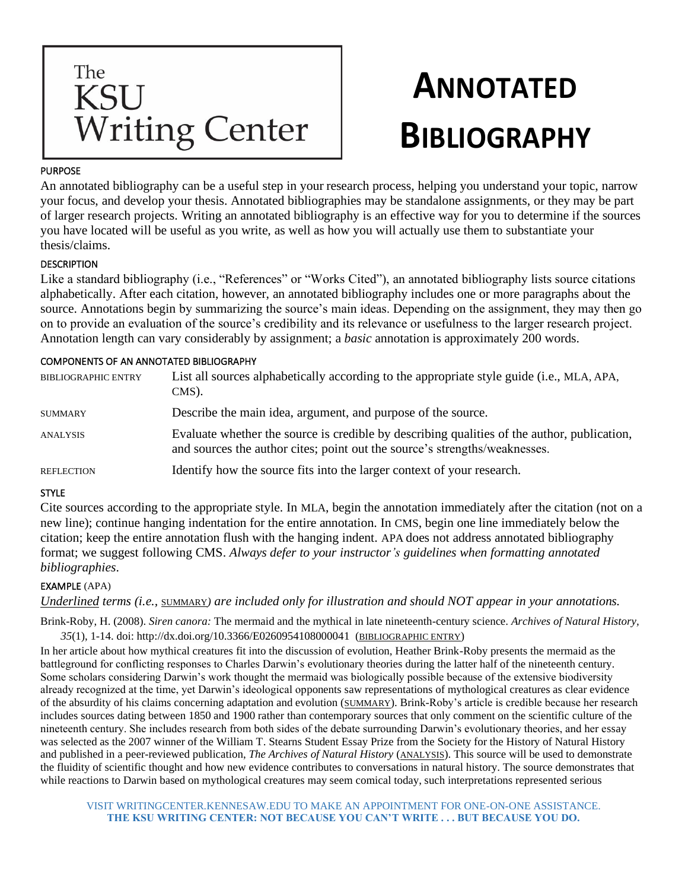The KSU Writing Center

# ANNOTATED BIBLIOGRAPHY

## PURPOSE

An annotated bibliography can be a useful step in your research process, helping you understand your topic, narrow your focus, and develop your thesis. Annotated bibliographies may be standalone assignments, or they may be part of larger research projects. Writing an annotated bibliography is an effective way for you to determine if the sources you have located will be useful as you write, as well as how you will actually use them to substantiate your thesis/claims.

## DESCRIPTION

Like a standard bibliography (i.e., "References" or "Works Cited"), an annotated bibliography lists source citations alphabetically. After each citation, however, an annotated bibliography includes one or more paragraphs about the source. Annotations begin by summarizing the source's main ideas. Depending on the assignment, they may then go on to provide an evaluation of the source's credibility and its relevance or usefulness to the larger research project. Annotation length can vary considerably by assignment; a *basic* annotation is approximately 200 words.

## COMPONENTS OF AN ANNOTATED BIBLIOGRAPHY

| | |
|---|---|
| BIBLIOGRAPHIC ENTRY | List all sources alphabetically according to the appropriate style guide (i.e., MLA, APA, CMS). |
| SUMMARY | Describe the main idea, argument, and purpose of the source. |
| ANALYSIS | Evaluate whether the source is credible by describing qualities of the author, publication, and sources the author cites; point out the source's strengths/weaknesses. |
| REFLECTION | Identify how the source fits into the larger context of your research. |

## STYLE

Cite sources according to the appropriate style. In MLA, begin the annotation immediately after the citation (not on a new line); continue hanging indentation for the entire annotation. In CMS, begin one line immediately below the citation; keep the entire annotation flush with the hanging indent. APA does not address annotated bibliography format; we suggest following CMS. *Always defer to your instructor's guidelines when formatting annotated bibliographies.*

## EXAMPLE (APA)

*Underlined terms (i.e.,* SUMMARY*) are included only for illustration and should NOT appear in your annotations.*

Brink-Roby, H. (2008). *Siren canora:* The mermaid and the mythical in late nineteenth-century science. *Archives of Natural History, 35*(1), 1-14. doi: http://dx.doi.org/10.3366/E0260954108000041 (BIBLIOGRAPHIC ENTRY)

In her article about how mythical creatures fit into the discussion of evolution, Heather Brink-Roby presents the mermaid as the battleground for conflicting responses to Charles Darwin's evolutionary theories during the latter half of the nineteenth century. Some scholars considering Darwin's work thought the mermaid was biologically possible because of the extensive biodiversity already recognized at the time, yet Darwin's ideological opponents saw representations of mythological creatures as clear evidence of the absurdity of his claims concerning adaptation and evolution (SUMMARY). Brink-Roby's article is credible because her research includes sources dating between 1850 and 1900 rather than contemporary sources that only comment on the scientific culture of the nineteenth century. She includes research from both sides of the debate surrounding Darwin's evolutionary theories, and her essay was selected as the 2007 winner of the William T. Stearns Student Essay Prize from the Society for the History of Natural History and published in a peer-reviewed publication, *The Archives of Natural History* (ANALYSIS). This source will be used to demonstrate the fluidity of scientific thought and how new evidence contributes to conversations in natural history. The source demonstrates that while reactions to Darwin based on mythological creatures may seem comical today, such interpretations represented serious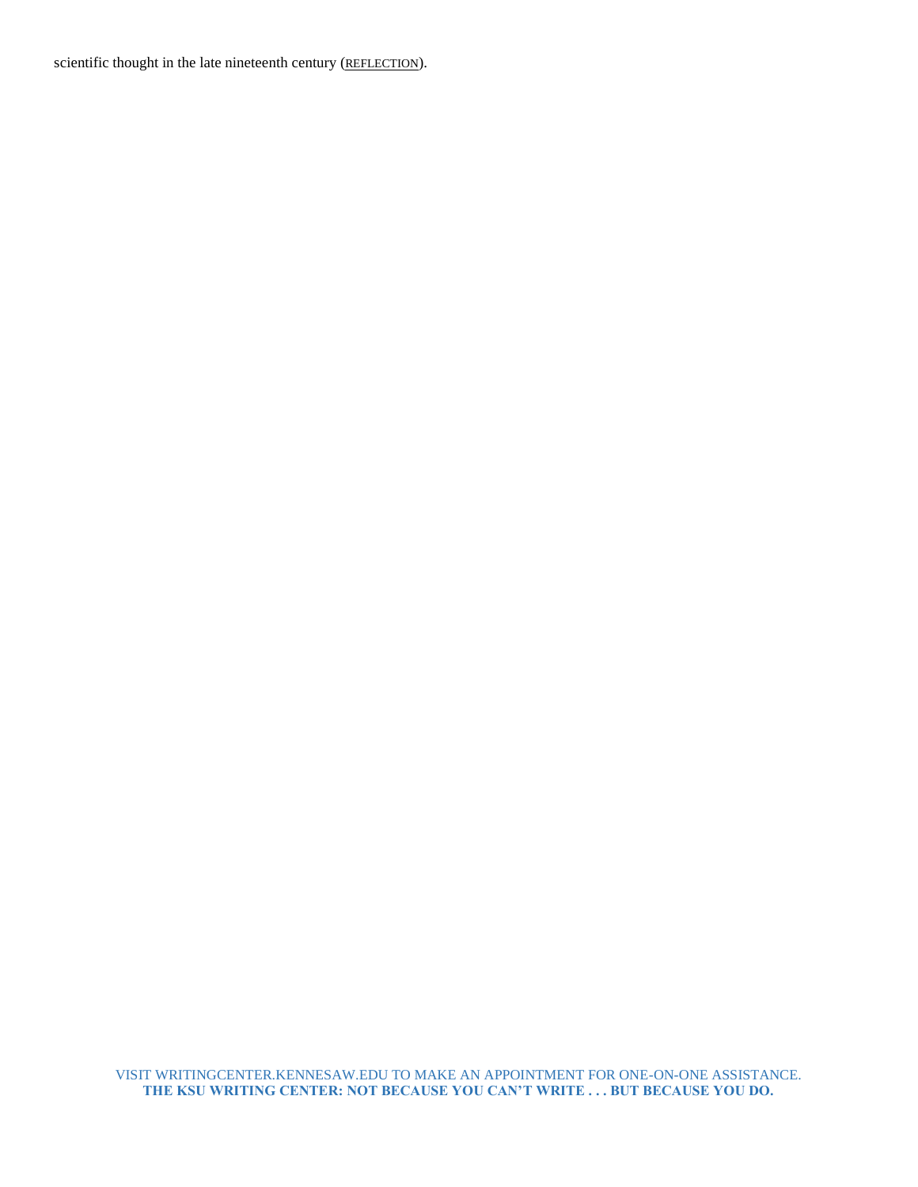scientific thought in the late nineteenth century (REFLECTION).